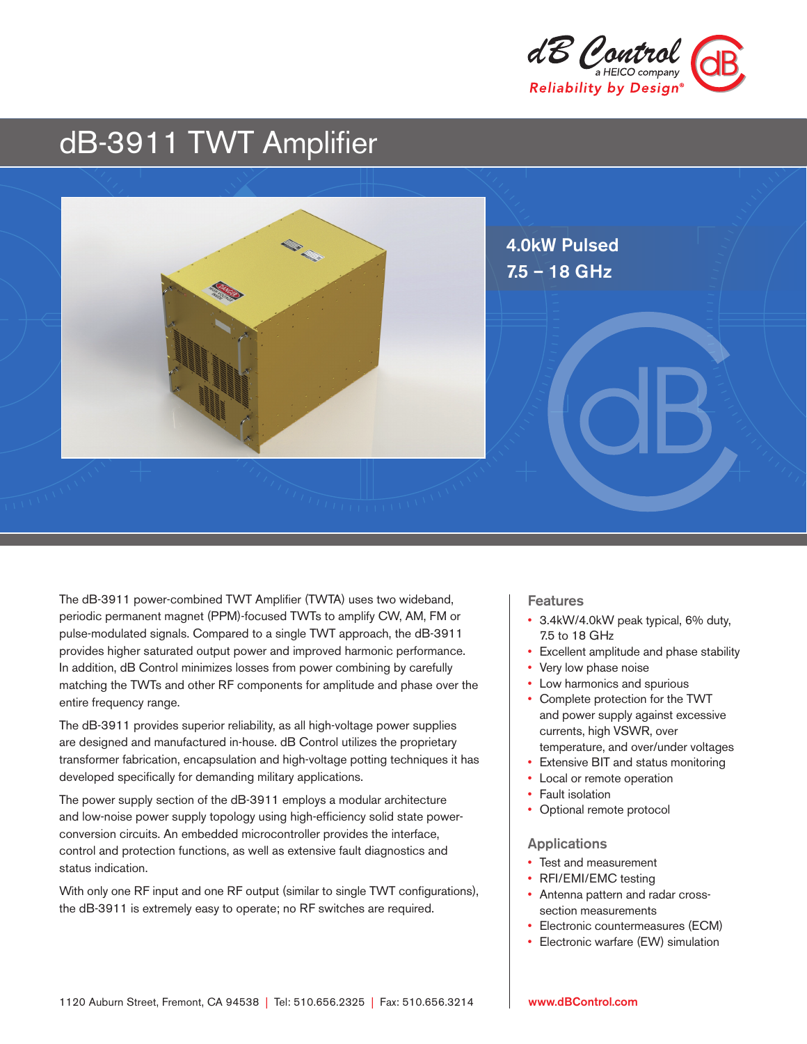dB Control
a HEICO company
Reliability by Design®

# dB-3911 TWT Amplifier

**4.0kW Pulsed**
**7.5 – 18 GHz**

The dB-3911 power-combined TWT Amplifier (TWTA) uses two wideband, periodic permanent magnet (PPM)-focused TWTs to amplify CW, AM, FM or pulse-modulated signals. Compared to a single TWT approach, the dB-3911 provides higher saturated output power and improved harmonic performance. In addition, dB Control minimizes losses from power combining by carefully matching the TWTs and other RF components for amplitude and phase over the entire frequency range.

The dB-3911 provides superior reliability, as all high-voltage power supplies are designed and manufactured in-house. dB Control utilizes the proprietary transformer fabrication, encapsulation and high-voltage potting techniques it has developed specifically for demanding military applications.

The power supply section of the dB-3911 employs a modular architecture and low-noise power supply topology using high-efficiency solid state power-conversion circuits. An embedded microcontroller provides the interface, control and protection functions, as well as extensive fault diagnostics and status indication.

With only one RF input and one RF output (similar to single TWT configurations), the dB-3911 is extremely easy to operate; no RF switches are required.

## Features

- 3.4kW/4.0kW peak typical, 6% duty, 7.5 to 18 GHz
- Excellent amplitude and phase stability
- Very low phase noise
- Low harmonics and spurious
- Complete protection for the TWT and power supply against excessive currents, high VSWR, over temperature, and over/under voltages
- Extensive BIT and status monitoring
- Local or remote operation
- Fault isolation
- Optional remote protocol

## Applications

- Test and measurement
- RFI/EMI/EMC testing
- Antenna pattern and radar cross-section measurements
- Electronic countermeasures (ECM)
- Electronic warfare (EW) simulation

1120 Auburn Street, Fremont, CA 94538 | Tel: 510.656.2325 | Fax: 510.656.3214 www.dBControl.com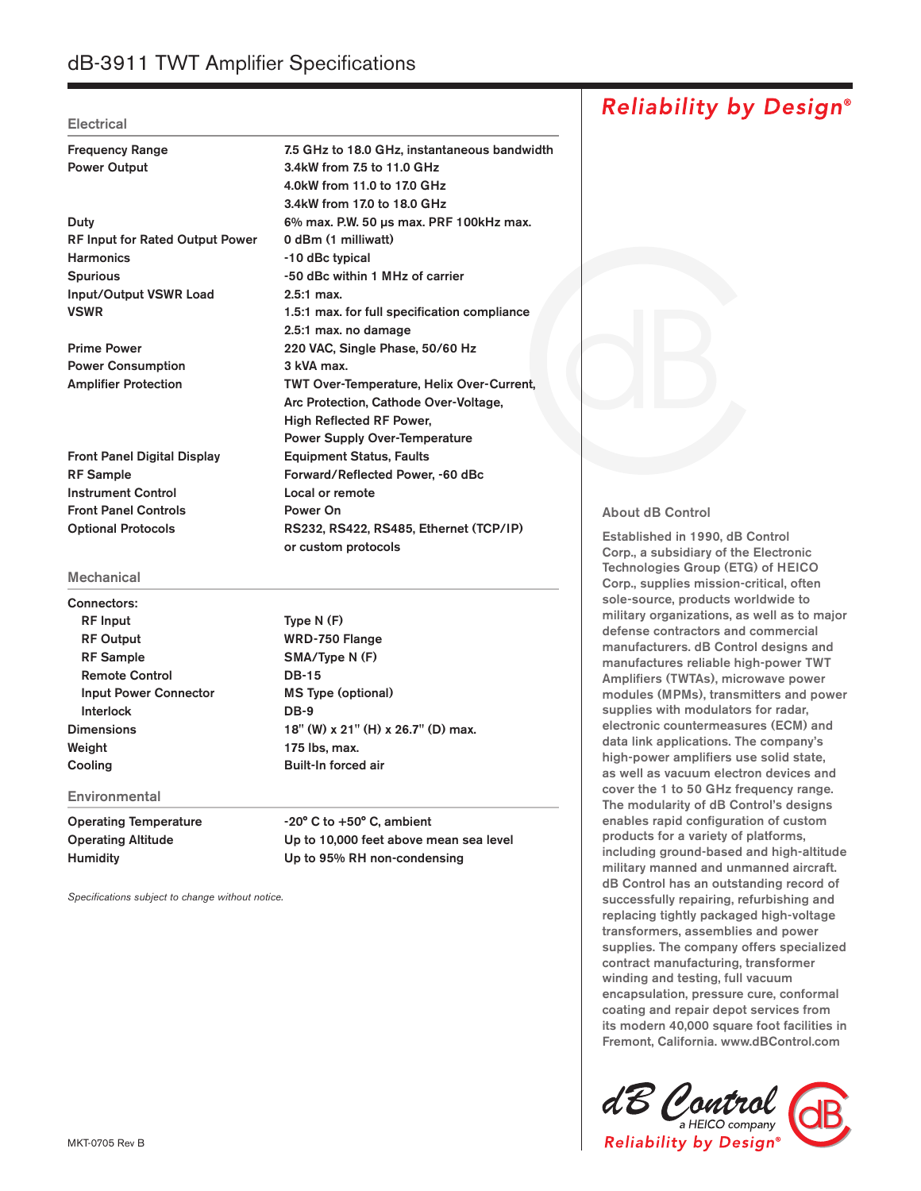# dB-3911 TWT Amplifier Specifications

## Electrical

| | |
|---|---|
| Frequency Range | 7.5 GHz to 18.0 GHz, instantaneous bandwidth |
| Power Output | 3.4kW from 7.5 to 11.0 GHz<br>4.0kW from 11.0 to 17.0 GHz<br>3.4kW from 17.0 to 18.0 GHz |
| Duty | 6% max. P.W. 50 μs max. PRF 100kHz max. |
| RF Input for Rated Output Power | 0 dBm (1 milliwatt) |
| Harmonics | -10 dBc typical |
| Spurious | -50 dBc within 1 MHz of carrier |
| Input/Output VSWR Load | 2.5:1 max. |
| VSWR | 1.5:1 max. for full specification compliance<br>2.5:1 max. no damage |
| Prime Power | 220 VAC, Single Phase, 50/60 Hz |
| Power Consumption | 3 kVA max. |
| Amplifier Protection | TWT Over-Temperature, Helix Over-Current, Arc Protection, Cathode Over-Voltage, High Reflected RF Power, Power Supply Over-Temperature |
| Front Panel Digital Display | Equipment Status, Faults |
| RF Sample | Forward/Reflected Power, -60 dBc |
| Instrument Control | Local or remote |
| Front Panel Controls | Power On |
| Optional Protocols | RS232, RS422, RS485, Ethernet (TCP/IP) or custom protocols |

## Mechanical

| | |
|---|---|
| Connectors: | |
| RF Input | Type N (F) |
| RF Output | WRD-750 Flange |
| RF Sample | SMA/Type N (F) |
| Remote Control | DB-15 |
| Input Power Connector | MS Type (optional) |
| Interlock | DB-9 |
| Dimensions | 18" (W) x 21" (H) x 26.7" (D) max. |
| Weight | 175 lbs, max. |
| Cooling | Built-In forced air |

## Environmental

| | |
|---|---|
| Operating Temperature | -20° C to +50° C, ambient |
| Operating Altitude | Up to 10,000 feet above mean sea level |
| Humidity | Up to 95% RH non-condensing |

*Specifications subject to change without notice.*

MKT-0705 Rev B

**Reliability by Design®**

### About dB Control

Established in 1990, dB Control Corp., a subsidiary of the Electronic Technologies Group (ETG) of HEICO Corp., supplies mission-critical, often sole-source, products worldwide to military organizations, as well as to major defense contractors and commercial manufacturers. dB Control designs and manufactures reliable high-power TWT Amplifiers (TWTAs), microwave power modules (MPMs), transmitters and power supplies with modulators for radar, electronic countermeasures (ECM) and data link applications. The company's high-power amplifiers use solid state, as well as vacuum electron devices and cover the 1 to 50 GHz frequency range. The modularity of dB Control's designs enables rapid configuration of custom products for a variety of platforms, including ground-based and high-altitude military manned and unmanned aircraft. dB Control has an outstanding record of successfully repairing, refurbishing and replacing tightly packaged high-voltage transformers, assemblies and power supplies. The company offers specialized contract manufacturing, transformer winding and testing, full vacuum encapsulation, pressure cure, conformal coating and repair depot services from its modern 40,000 square foot facilities in Fremont, California. www.dBControl.com

dB Control
a HEICO company
Reliability by Design®